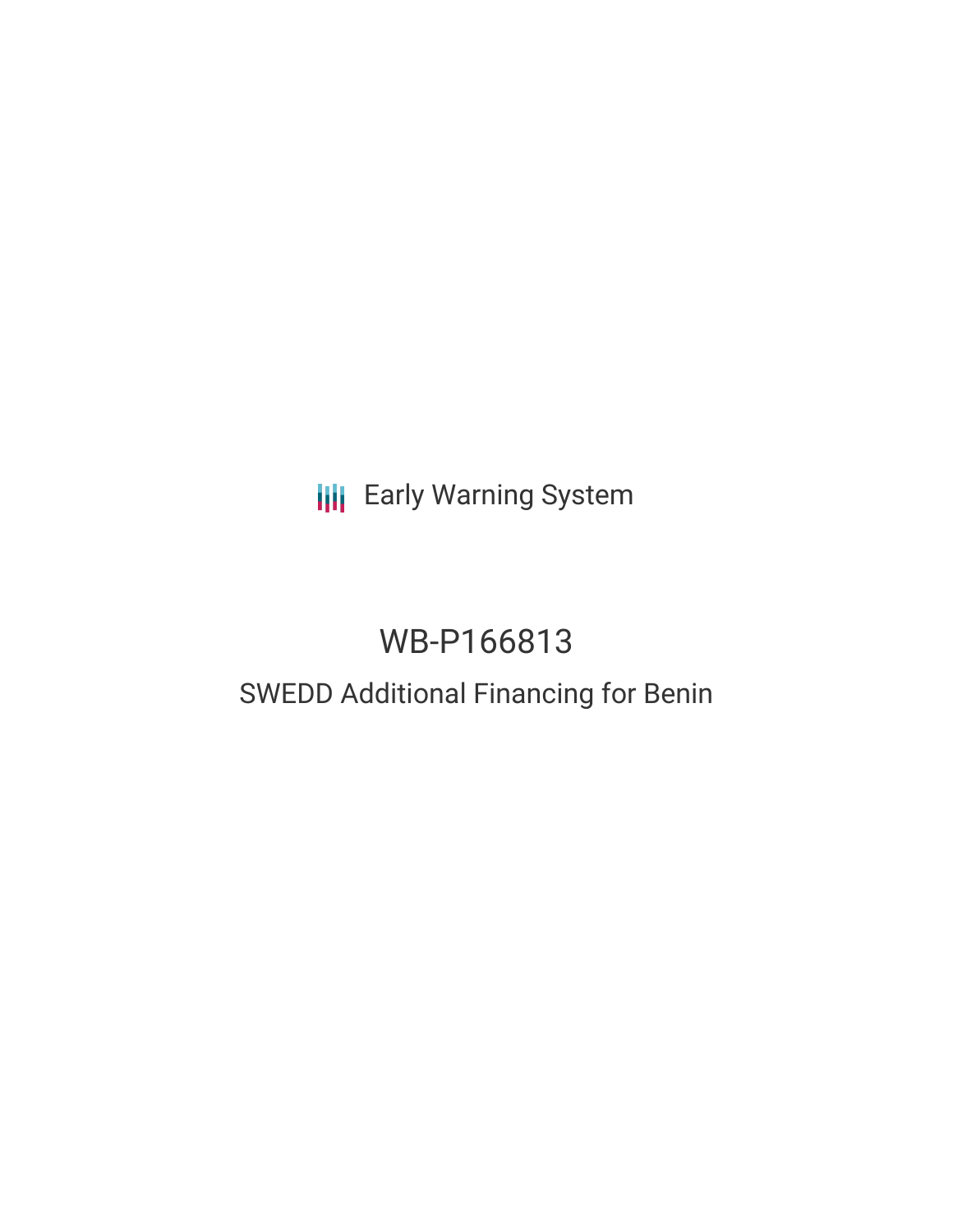Early Warning System

# WB-P166813

## SWEDD Additional Financing for Benin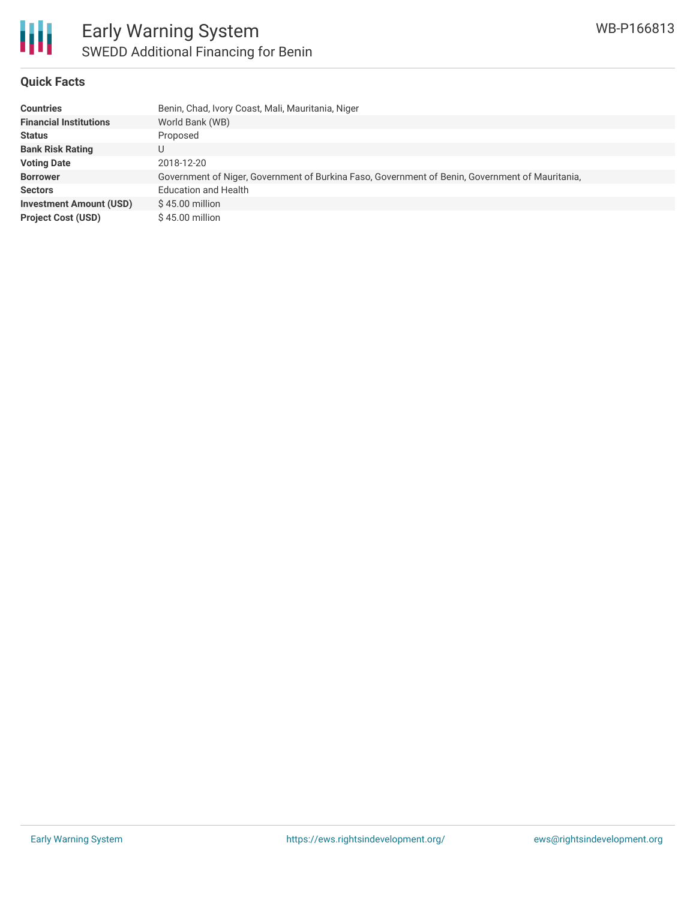# Early Warning System

## SWEDD Additional Financing for Benin

WB-P166813

### Quick Facts

| | |
|---|---|
| **Countries** | Benin, Chad, Ivory Coast, Mali, Mauritania, Niger |
| **Financial Institutions** | World Bank (WB) |
| **Status** | Proposed |
| **Bank Risk Rating** | U |
| **Voting Date** | 2018-12-20 |
| **Borrower** | Government of Niger, Government of Burkina Faso, Government of Benin, Government of Mauritania, |
| **Sectors** | Education and Health |
| **Investment Amount (USD)** | $ 45.00 million |
| **Project Cost (USD)** | $ 45.00 million |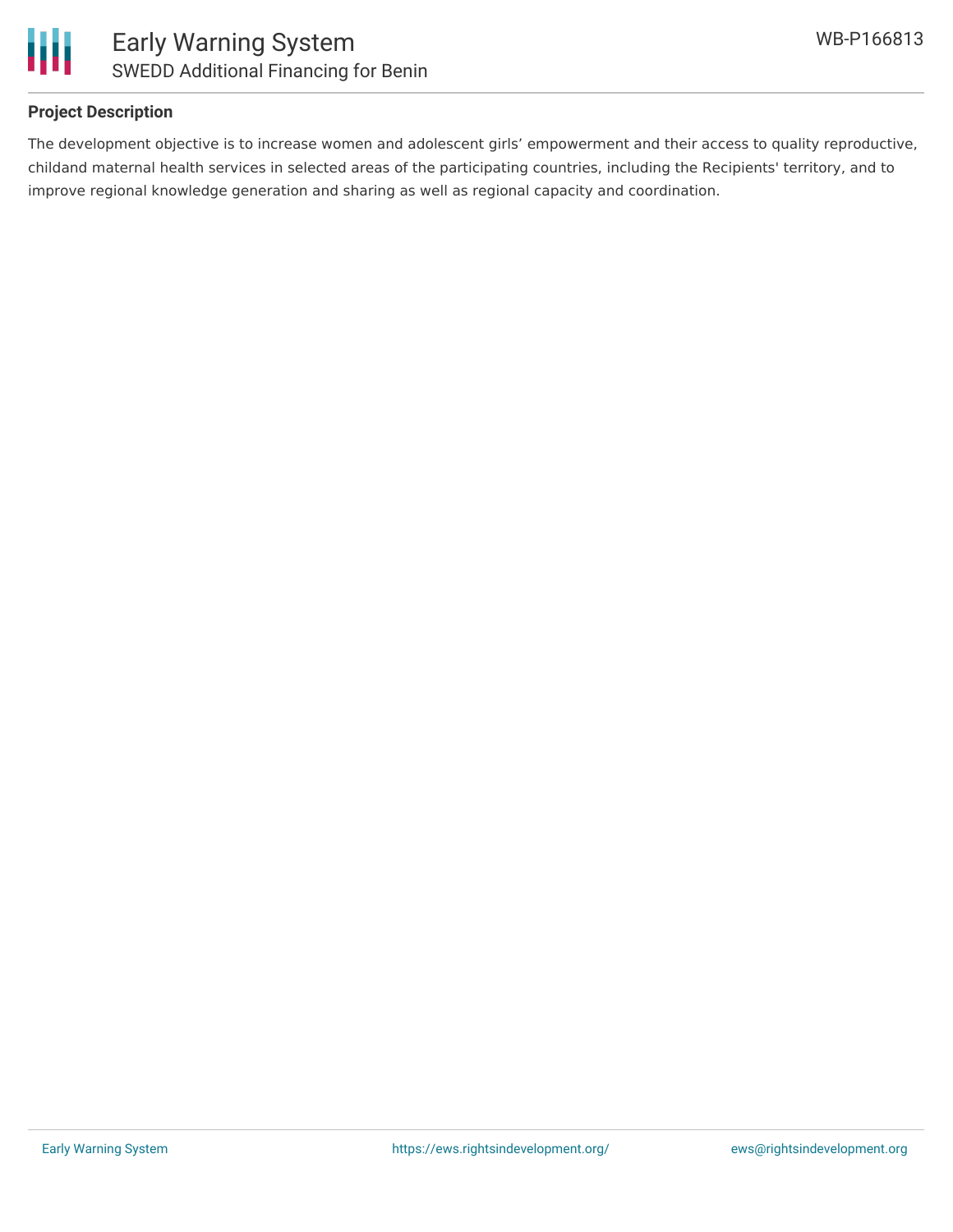## Project Description

The development objective is to increase women and adolescent girls' empowerment and their access to quality reproductive, childand maternal health services in selected areas of the participating countries, including the Recipients' territory, and to improve regional knowledge generation and sharing as well as regional capacity and coordination.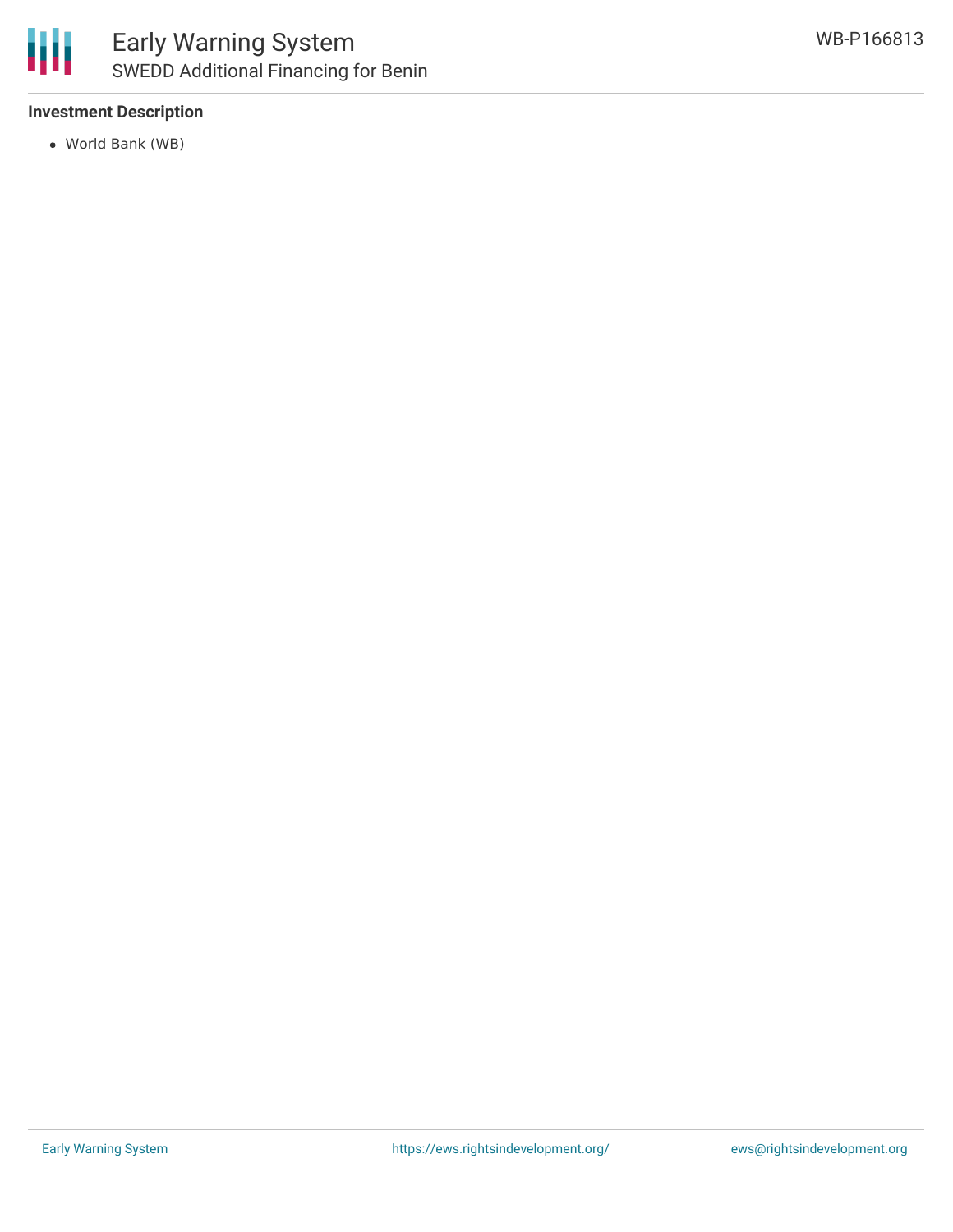**Investment Description**

- World Bank (WB)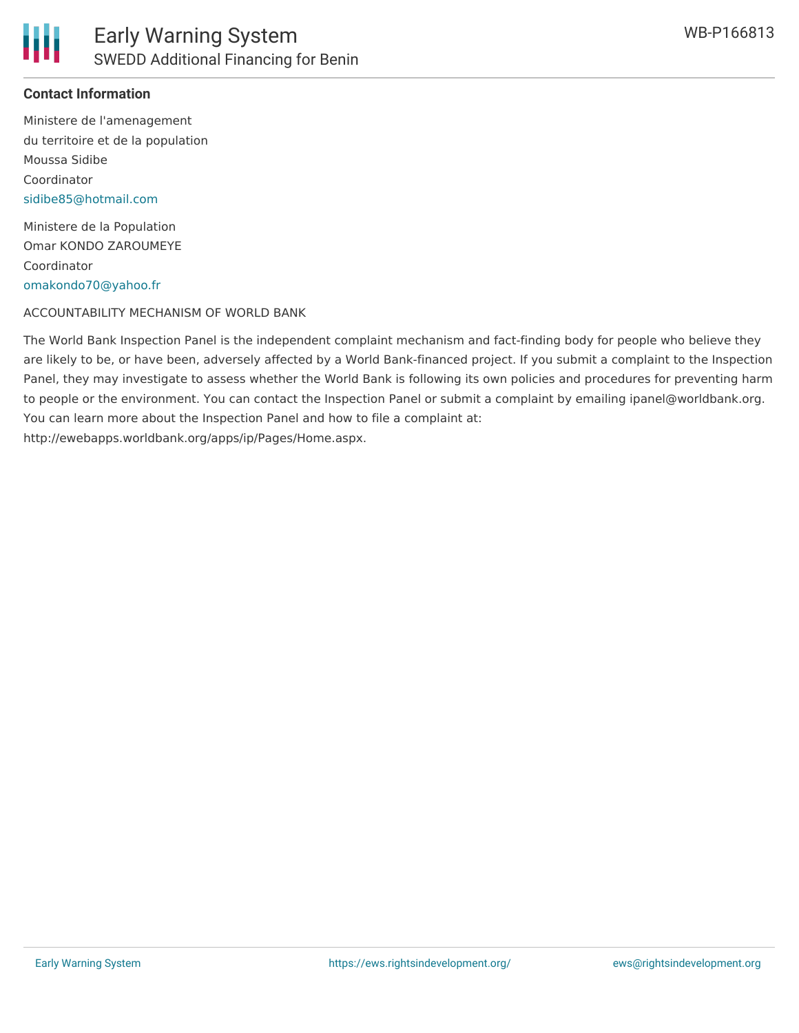**Contact Information**

Ministere de l'amenagement
du territoire et de la population
Moussa Sidibe
Coordinator
sidibe85@hotmail.com

Ministere de la Population
Omar KONDO ZAROUMEYE
Coordinator
omakondo70@yahoo.fr

ACCOUNTABILITY MECHANISM OF WORLD BANK

The World Bank Inspection Panel is the independent complaint mechanism and fact-finding body for people who believe they are likely to be, or have been, adversely affected by a World Bank-financed project. If you submit a complaint to the Inspection Panel, they may investigate to assess whether the World Bank is following its own policies and procedures for preventing harm to people or the environment. You can contact the Inspection Panel or submit a complaint by emailing ipanel@worldbank.org. You can learn more about the Inspection Panel and how to file a complaint at: http://ewebapps.worldbank.org/apps/ip/Pages/Home.aspx.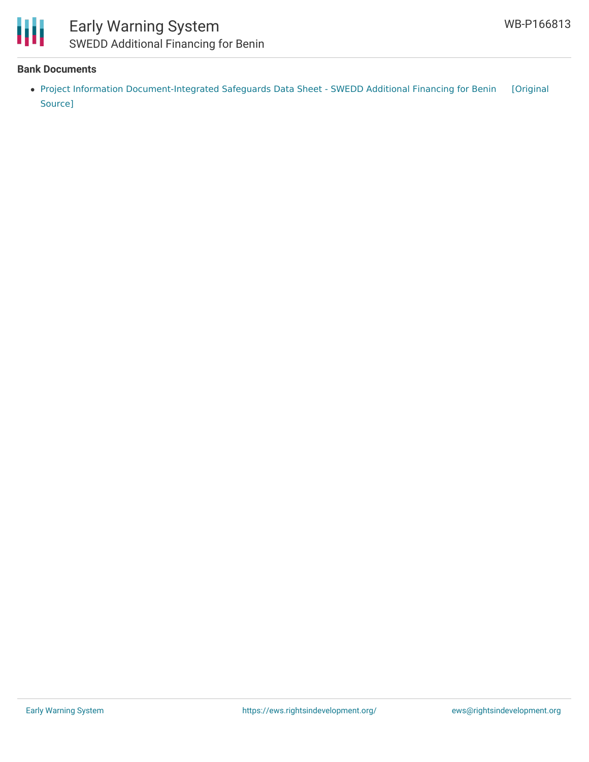## Bank Documents

- Project Information Document-Integrated Safeguards Data Sheet - SWEDD Additional Financing for Benin [Original Source]